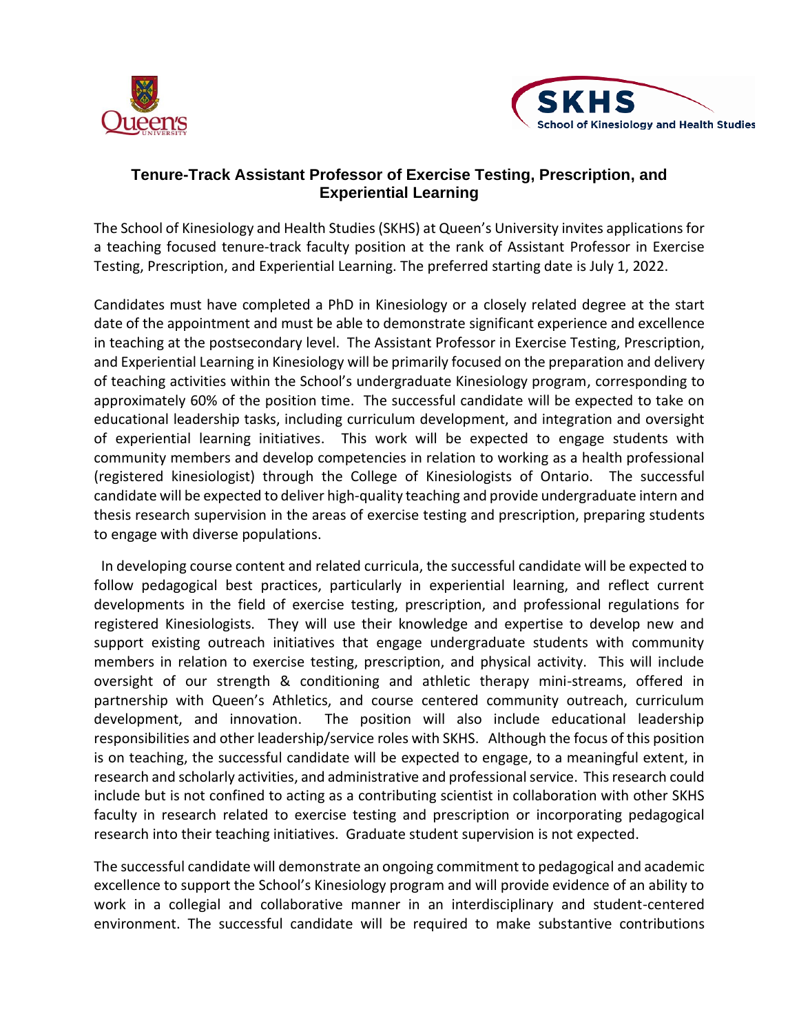# Tenure-Track Assistant Professor of Exercise Testing, Prescription, and Experiential Learning

The School of Kinesiology and Health Studies (SKHS) at Queen's University invites applications for a teaching focused tenure-track faculty position at the rank of Assistant Professor in Exercise Testing, Prescription, and Experiential Learning. The preferred starting date is July 1, 2022.

Candidates must have completed a PhD in Kinesiology or a closely related degree at the start date of the appointment and must be able to demonstrate significant experience and excellence in teaching at the postsecondary level. The Assistant Professor in Exercise Testing, Prescription, and Experiential Learning in Kinesiology will be primarily focused on the preparation and delivery of teaching activities within the School's undergraduate Kinesiology program, corresponding to approximately 60% of the position time. The successful candidate will be expected to take on educational leadership tasks, including curriculum development, and integration and oversight of experiential learning initiatives. This work will be expected to engage students with community members and develop competencies in relation to working as a health professional (registered kinesiologist) through the College of Kinesiologists of Ontario. The successful candidate will be expected to deliver high-quality teaching and provide undergraduate intern and thesis research supervision in the areas of exercise testing and prescription, preparing students to engage with diverse populations.

In developing course content and related curricula, the successful candidate will be expected to follow pedagogical best practices, particularly in experiential learning, and reflect current developments in the field of exercise testing, prescription, and professional regulations for registered Kinesiologists. They will use their knowledge and expertise to develop new and support existing outreach initiatives that engage undergraduate students with community members in relation to exercise testing, prescription, and physical activity. This will include oversight of our strength & conditioning and athletic therapy mini-streams, offered in partnership with Queen's Athletics, and course centered community outreach, curriculum development, and innovation. The position will also include educational leadership responsibilities and other leadership/service roles with SKHS. Although the focus of this position is on teaching, the successful candidate will be expected to engage, to a meaningful extent, in research and scholarly activities, and administrative and professional service. This research could include but is not confined to acting as a contributing scientist in collaboration with other SKHS faculty in research related to exercise testing and prescription or incorporating pedagogical research into their teaching initiatives. Graduate student supervision is not expected.

The successful candidate will demonstrate an ongoing commitment to pedagogical and academic excellence to support the School's Kinesiology program and will provide evidence of an ability to work in a collegial and collaborative manner in an interdisciplinary and student-centered environment. The successful candidate will be required to make substantive contributions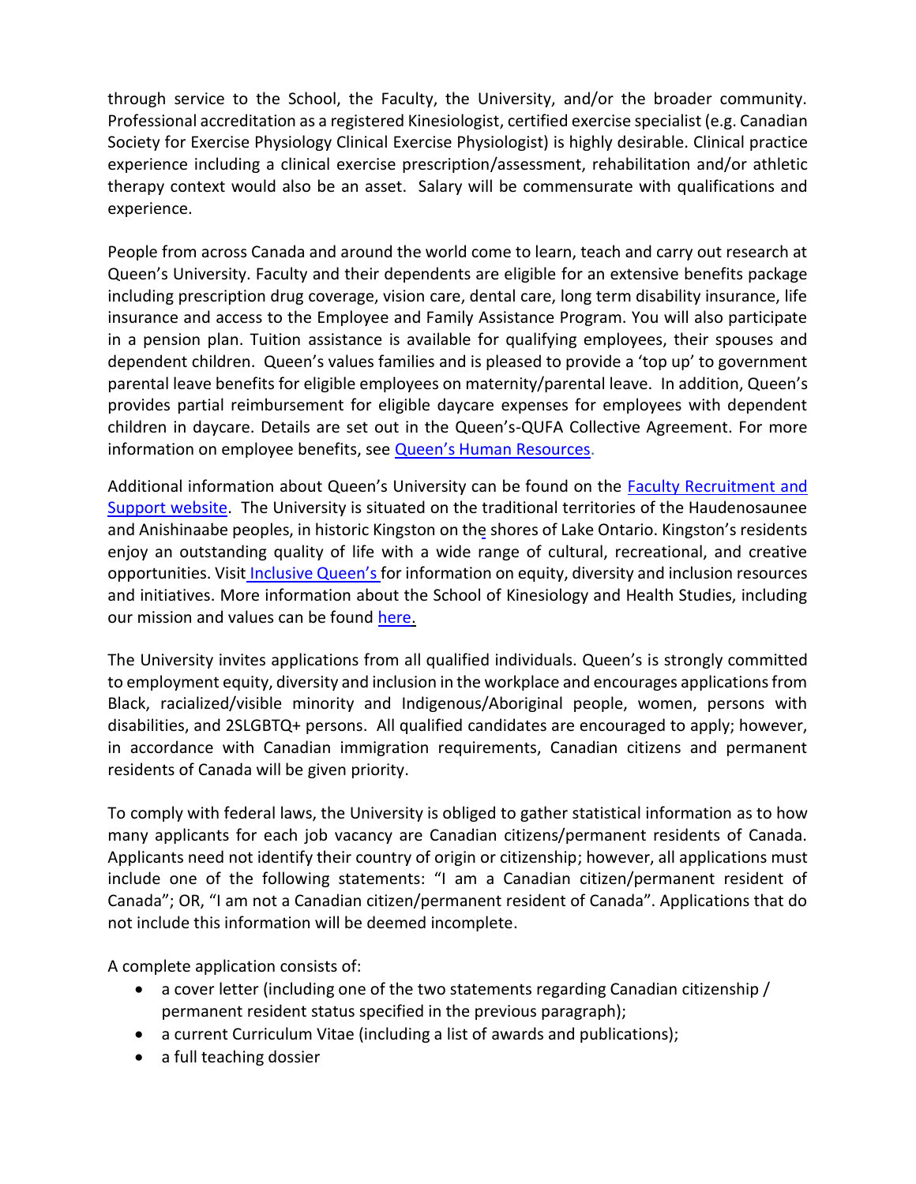through service to the School, the Faculty, the University, and/or the broader community. Professional accreditation as a registered Kinesiologist, certified exercise specialist (e.g. Canadian Society for Exercise Physiology Clinical Exercise Physiologist) is highly desirable. Clinical practice experience including a clinical exercise prescription/assessment, rehabilitation and/or athletic therapy context would also be an asset. Salary will be commensurate with qualifications and experience.

People from across Canada and around the world come to learn, teach and carry out research at Queen's University. Faculty and their dependents are eligible for an extensive benefits package including prescription drug coverage, vision care, dental care, long term disability insurance, life insurance and access to the Employee and Family Assistance Program. You will also participate in a pension plan. Tuition assistance is available for qualifying employees, their spouses and dependent children. Queen's values families and is pleased to provide a 'top up' to government parental leave benefits for eligible employees on maternity/parental leave. In addition, Queen's provides partial reimbursement for eligible daycare expenses for employees with dependent children in daycare. Details are set out in the Queen's-QUFA Collective Agreement. For more information on employee benefits, see Queen's Human Resources.

Additional information about Queen's University can be found on the Faculty Recruitment and Support website. The University is situated on the traditional territories of the Haudenosaunee and Anishinaabe peoples, in historic Kingston on the shores of Lake Ontario. Kingston's residents enjoy an outstanding quality of life with a wide range of cultural, recreational, and creative opportunities. Visit Inclusive Queen's for information on equity, diversity and inclusion resources and initiatives. More information about the School of Kinesiology and Health Studies, including our mission and values can be found here.

The University invites applications from all qualified individuals. Queen's is strongly committed to employment equity, diversity and inclusion in the workplace and encourages applications from Black, racialized/visible minority and Indigenous/Aboriginal people, women, persons with disabilities, and 2SLGBTQ+ persons. All qualified candidates are encouraged to apply; however, in accordance with Canadian immigration requirements, Canadian citizens and permanent residents of Canada will be given priority.

To comply with federal laws, the University is obliged to gather statistical information as to how many applicants for each job vacancy are Canadian citizens/permanent residents of Canada. Applicants need not identify their country of origin or citizenship; however, all applications must include one of the following statements: "I am a Canadian citizen/permanent resident of Canada"; OR, "I am not a Canadian citizen/permanent resident of Canada". Applications that do not include this information will be deemed incomplete.

A complete application consists of:

- a cover letter (including one of the two statements regarding Canadian citizenship / permanent resident status specified in the previous paragraph);
- a current Curriculum Vitae (including a list of awards and publications);
- a full teaching dossier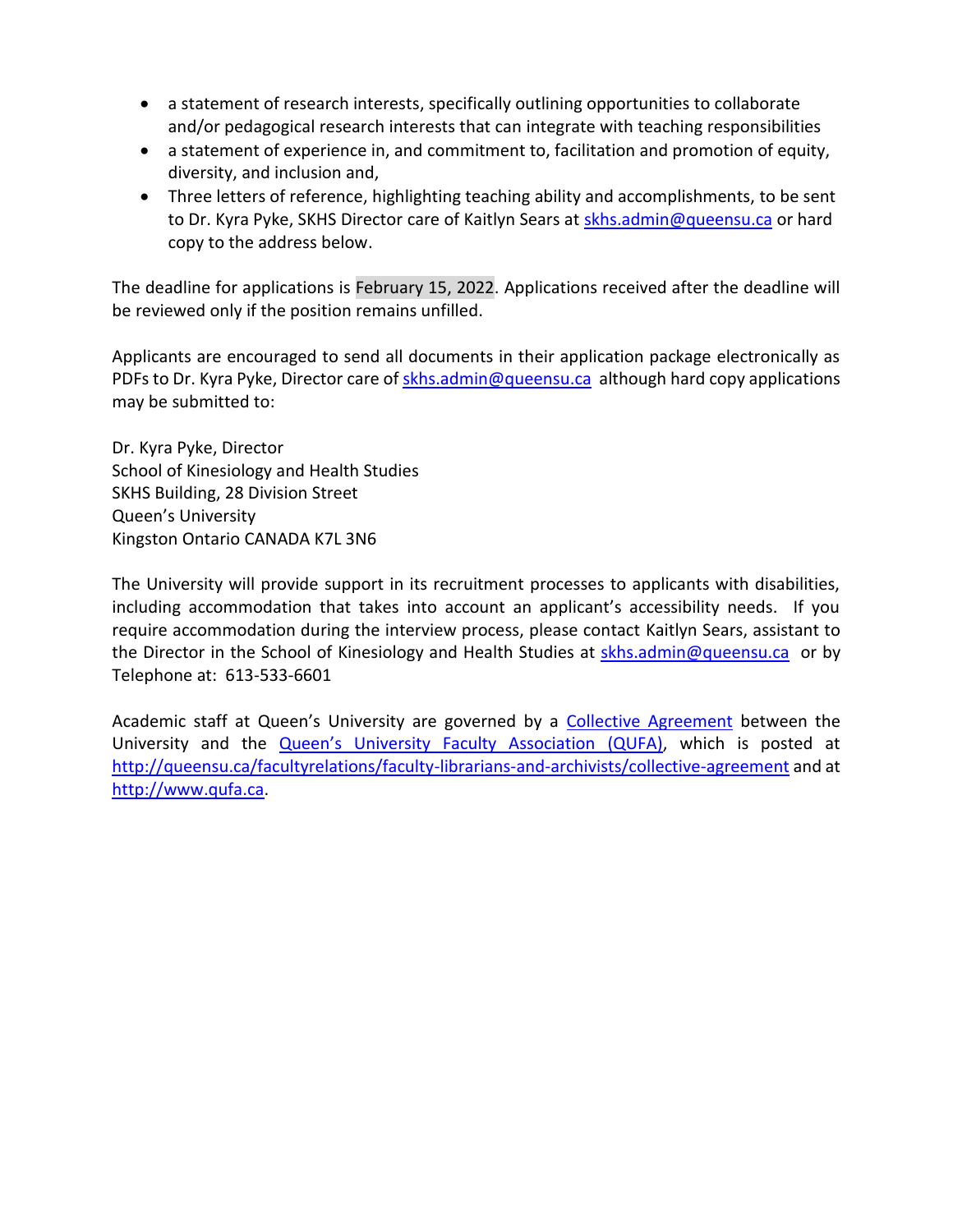- a statement of research interests, specifically outlining opportunities to collaborate and/or pedagogical research interests that can integrate with teaching responsibilities
- a statement of experience in, and commitment to, facilitation and promotion of equity, diversity, and inclusion and,
- Three letters of reference, highlighting teaching ability and accomplishments, to be sent to Dr. Kyra Pyke, SKHS Director care of Kaitlyn Sears at skhs.admin@queensu.ca or hard copy to the address below.

The deadline for applications is February 15, 2022. Applications received after the deadline will be reviewed only if the position remains unfilled.

Applicants are encouraged to send all documents in their application package electronically as PDFs to Dr. Kyra Pyke, Director care of skhs.admin@queensu.ca although hard copy applications may be submitted to:

Dr. Kyra Pyke, Director
School of Kinesiology and Health Studies
SKHS Building, 28 Division Street
Queen's University
Kingston Ontario CANADA K7L 3N6

The University will provide support in its recruitment processes to applicants with disabilities, including accommodation that takes into account an applicant's accessibility needs. If you require accommodation during the interview process, please contact Kaitlyn Sears, assistant to the Director in the School of Kinesiology and Health Studies at skhs.admin@queensu.ca or by Telephone at: 613-533-6601

Academic staff at Queen's University are governed by a Collective Agreement between the University and the Queen's University Faculty Association (QUFA), which is posted at http://queensu.ca/facultyrelations/faculty-librarians-and-archivists/collective-agreement and at http://www.qufa.ca.